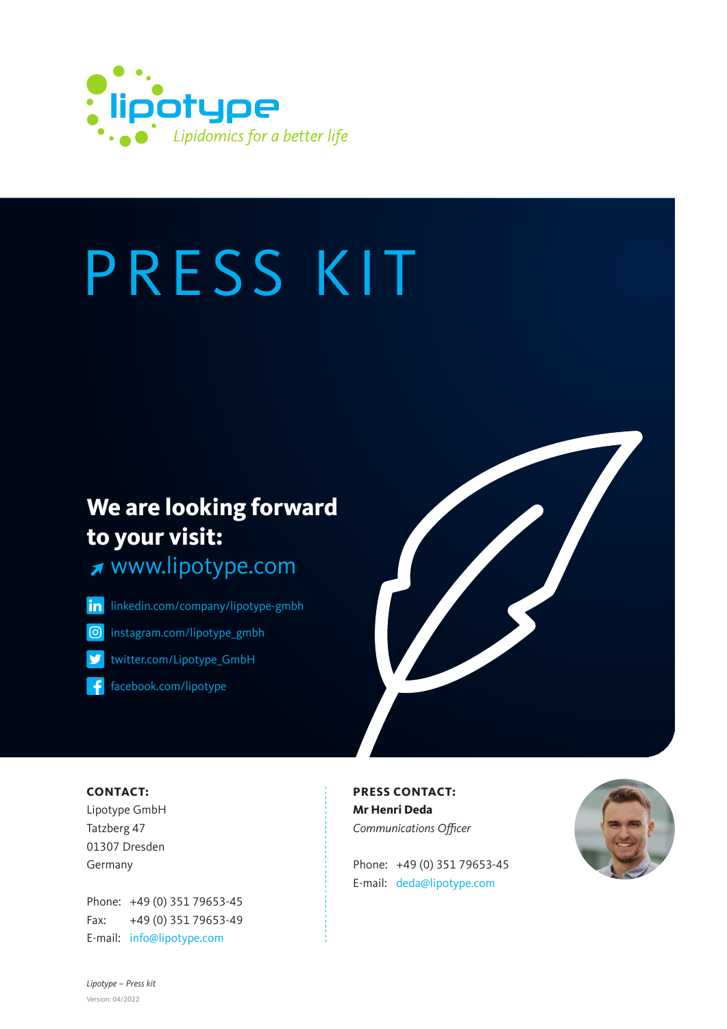lipotype

*Lipidomics for a better life*

# PRESS KIT

## We are looking forward to your visit:

www.lipotype.com

- linkedin.com/company/lipotype-gmbh
- instagram.com/lipotype_gmbh
- twitter.com/Lipotype_GmbH
- facebook.com/lipotype

**CONTACT:**

Lipotype GmbH
Tatzberg 47
01307 Dresden
Germany

Phone: +49 (0) 351 79653-45
Fax: +49 (0) 351 79653-49
E-mail: info@lipotype.com

**PRESS CONTACT:**

**Mr Henri Deda**
*Communications Officer*

Phone: +49 (0) 351 79653-45
E-mail: deda@lipotype.com

*Lipotype – Press kit*

Version: 04/2022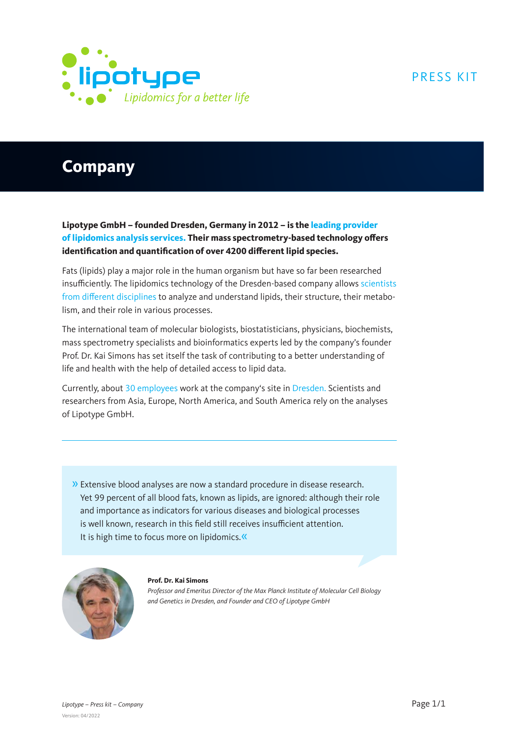PRESS KIT

# Company

**Lipotype GmbH – founded Dresden, Germany in 2012 – is the leading provider of lipidomics analysis services. Their mass spectrometry-based technology offers identification and quantification of over 4200 different lipid species.**

Fats (lipids) play a major role in the human organism but have so far been researched insufficiently. The lipidomics technology of the Dresden-based company allows scientists from different disciplines to analyze and understand lipids, their structure, their metabolism, and their role in various processes.

The international team of molecular biologists, biostatisticians, physicians, biochemists, mass spectrometry specialists and bioinformatics experts led by the company's founder Prof. Dr. Kai Simons has set itself the task of contributing to a better understanding of life and health with the help of detailed access to lipid data.

Currently, about 30 employees work at the company's site in Dresden. Scientists and researchers from Asia, Europe, North America, and South America rely on the analyses of Lipotype GmbH.

---

» Extensive blood analyses are now a standard procedure in disease research. Yet 99 percent of all blood fats, known as lipids, are ignored: although their role and importance as indicators for various diseases and biological processes is well known, research in this field still receives insufficient attention. It is high time to focus more on lipidomics.«

**Prof. Dr. Kai Simons**
*Professor and Emeritus Director of the Max Planck Institute of Molecular Cell Biology and Genetics in Dresden, and Founder and CEO of Lipotype GmbH*

*Lipotype – Press kit – Company*
Version: 04/2022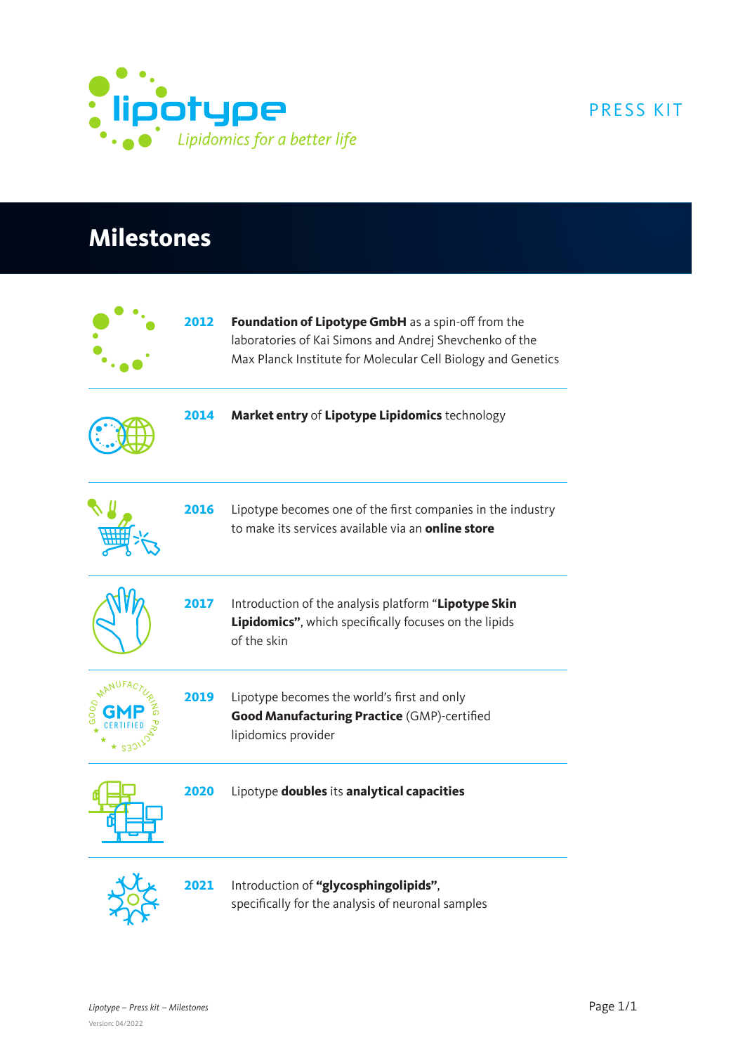lipotype

*Lipidomics for a better life*

PRESS KIT

# Milestones

**2012** **Foundation of Lipotype GmbH** as a spin-off from the laboratories of Kai Simons and Andrej Shevchenko of the Max Planck Institute for Molecular Cell Biology and Genetics

**2014** **Market entry** of **Lipotype Lipidomics** technology

**2016** Lipotype becomes one of the first companies in the industry to make its services available via an **online store**

**2017** Introduction of the analysis platform "**Lipotype Skin Lipidomics"**, which specifically focuses on the lipids of the skin

**2019** Lipotype becomes the world's first and only **Good Manufacturing Practice** (GMP)-certified lipidomics provider

**2020** Lipotype **doubles** its **analytical capacities**

**2021** Introduction of **"glycosphingolipids"**, specifically for the analysis of neuronal samples

*Lipotype – Press kit – Milestones*

Version: 04/2022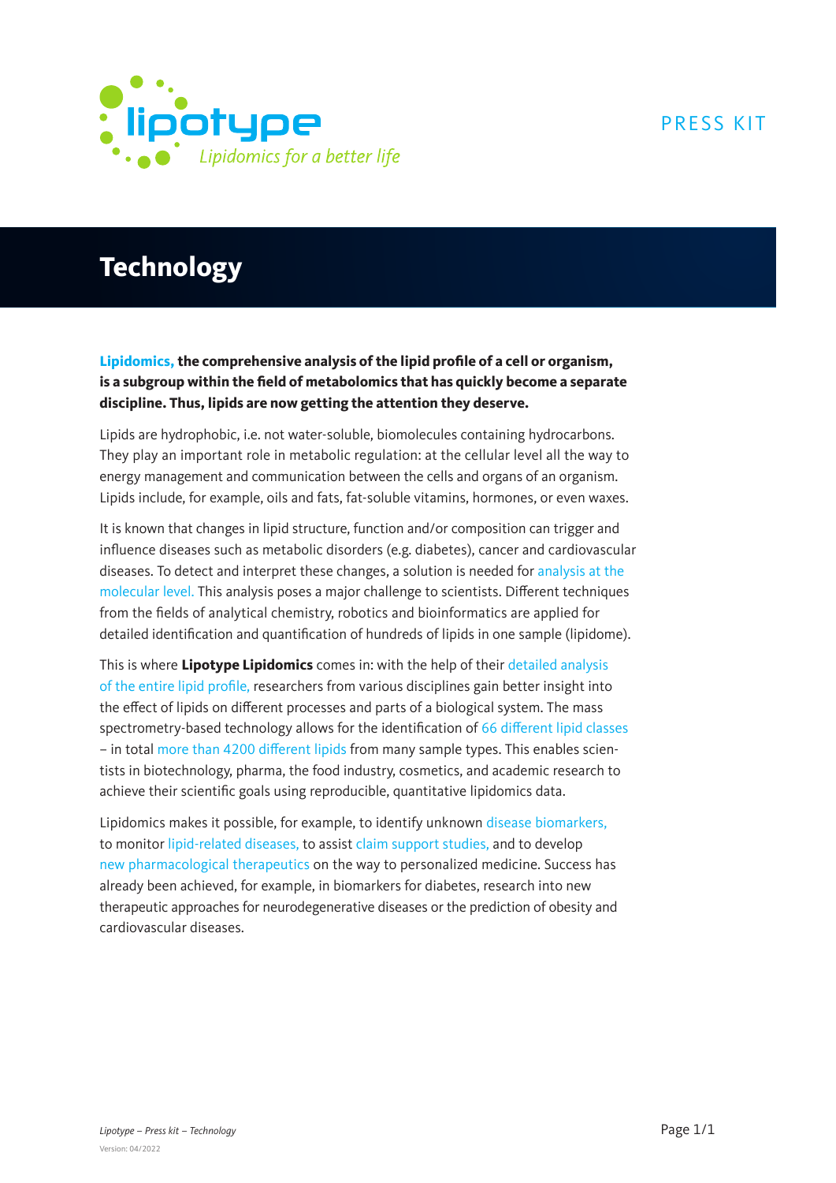# Technology

**Lipidomics, the comprehensive analysis of the lipid profile of a cell or organism, is a subgroup within the field of metabolomics that has quickly become a separate discipline. Thus, lipids are now getting the attention they deserve.**

Lipids are hydrophobic, i.e. not water-soluble, biomolecules containing hydrocarbons. They play an important role in metabolic regulation: at the cellular level all the way to energy management and communication between the cells and organs of an organism. Lipids include, for example, oils and fats, fat-soluble vitamins, hormones, or even waxes.

It is known that changes in lipid structure, function and/or composition can trigger and influence diseases such as metabolic disorders (e.g. diabetes), cancer and cardiovascular diseases. To detect and interpret these changes, a solution is needed for analysis at the molecular level. This analysis poses a major challenge to scientists. Different techniques from the fields of analytical chemistry, robotics and bioinformatics are applied for detailed identification and quantification of hundreds of lipids in one sample (lipidome).

This is where **Lipotype Lipidomics** comes in: with the help of their detailed analysis of the entire lipid profile, researchers from various disciplines gain better insight into the effect of lipids on different processes and parts of a biological system. The mass spectrometry-based technology allows for the identification of 66 different lipid classes – in total more than 4200 different lipids from many sample types. This enables scientists in biotechnology, pharma, the food industry, cosmetics, and academic research to achieve their scientific goals using reproducible, quantitative lipidomics data.

Lipidomics makes it possible, for example, to identify unknown disease biomarkers, to monitor lipid-related diseases, to assist claim support studies, and to develop new pharmacological therapeutics on the way to personalized medicine. Success has already been achieved, for example, in biomarkers for diabetes, research into new therapeutic approaches for neurodegenerative diseases or the prediction of obesity and cardiovascular diseases.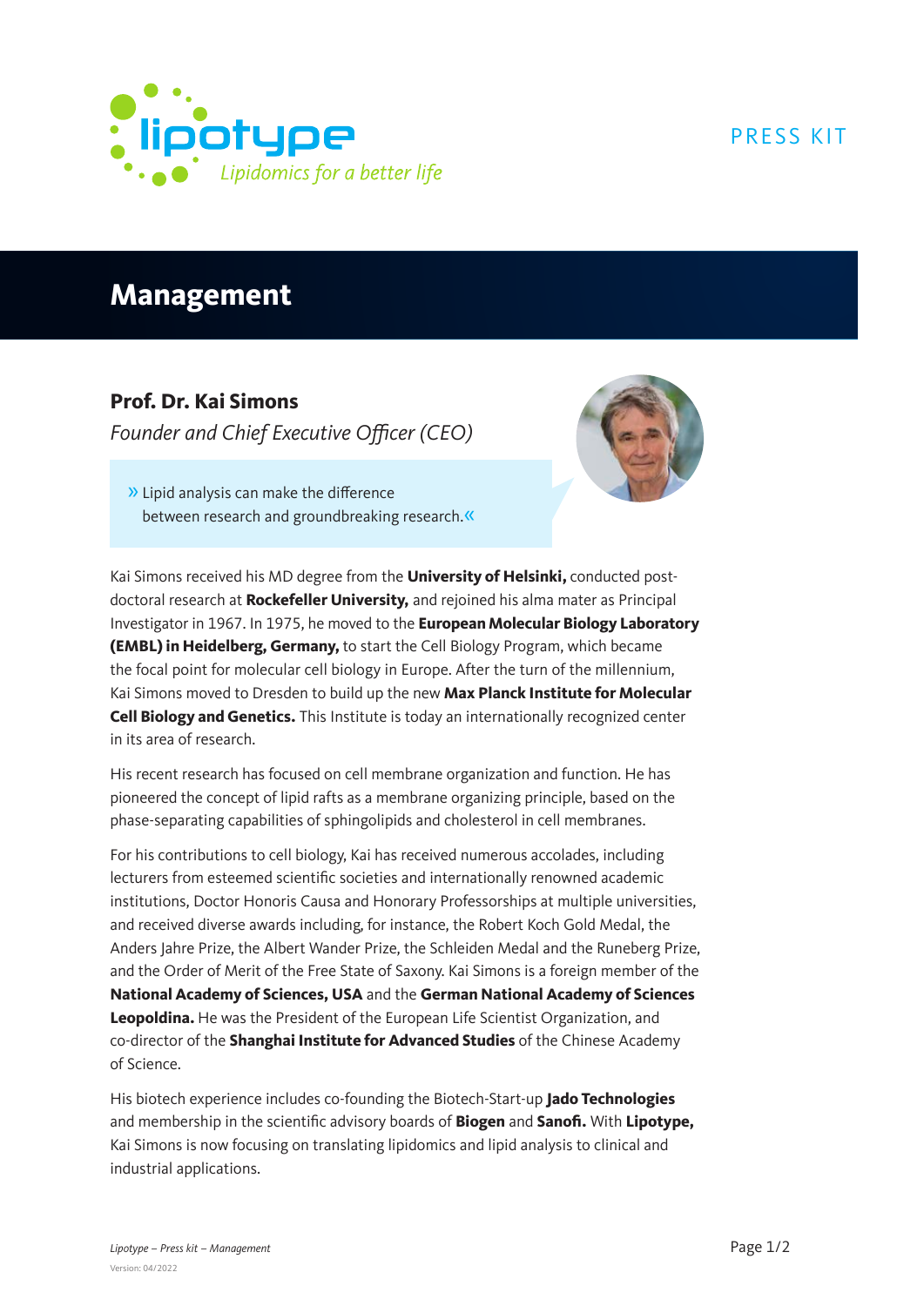PRESS KIT

# Management

## Prof. Dr. Kai Simons

*Founder and Chief Executive Officer (CEO)*

> » Lipid analysis can make the difference between research and groundbreaking research.«

Kai Simons received his MD degree from the **University of Helsinki,** conducted post-doctoral research at **Rockefeller University,** and rejoined his alma mater as Principal Investigator in 1967. In 1975, he moved to the **European Molecular Biology Laboratory (EMBL) in Heidelberg, Germany,** to start the Cell Biology Program, which became the focal point for molecular cell biology in Europe. After the turn of the millennium, Kai Simons moved to Dresden to build up the new **Max Planck Institute for Molecular Cell Biology and Genetics.** This Institute is today an internationally recognized center in its area of research.

His recent research has focused on cell membrane organization and function. He has pioneered the concept of lipid rafts as a membrane organizing principle, based on the phase-separating capabilities of sphingolipids and cholesterol in cell membranes.

For his contributions to cell biology, Kai has received numerous accolades, including lecturers from esteemed scientific societies and internationally renowned academic institutions, Doctor Honoris Causa and Honorary Professorships at multiple universities, and received diverse awards including, for instance, the Robert Koch Gold Medal, the Anders Jahre Prize, the Albert Wander Prize, the Schleiden Medal and the Runeberg Prize, and the Order of Merit of the Free State of Saxony. Kai Simons is a foreign member of the **National Academy of Sciences, USA** and the **German National Academy of Sciences Leopoldina.** He was the President of the European Life Scientist Organization, and co-director of the **Shanghai Institute for Advanced Studies** of the Chinese Academy of Science.

His biotech experience includes co-founding the Biotech-Start-up **Jado Technologies** and membership in the scientific advisory boards of **Biogen** and **Sanofi.** With **Lipotype,** Kai Simons is now focusing on translating lipidomics and lipid analysis to clinical and industrial applications.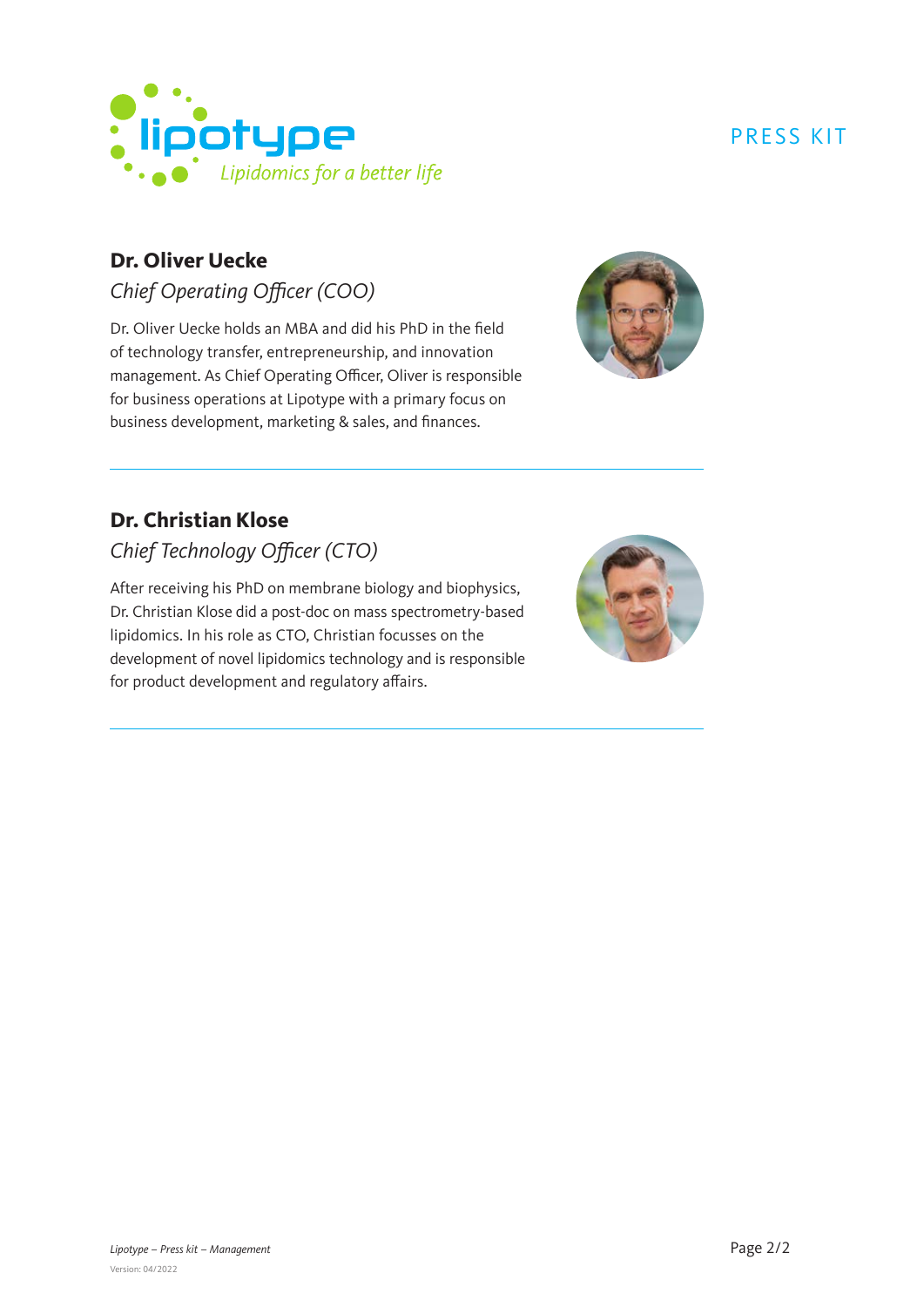## Dr. Oliver Uecke

*Chief Operating Officer (COO)*

Dr. Oliver Uecke holds an MBA and did his PhD in the field of technology transfer, entrepreneurship, and innovation management. As Chief Operating Officer, Oliver is responsible for business operations at Lipotype with a primary focus on business development, marketing & sales, and finances.

---

## Dr. Christian Klose

*Chief Technology Officer (CTO)*

After receiving his PhD on membrane biology and biophysics, Dr. Christian Klose did a post-doc on mass spectrometry-based lipidomics. In his role as CTO, Christian focusses on the development of novel lipidomics technology and is responsible for product development and regulatory affairs.

---